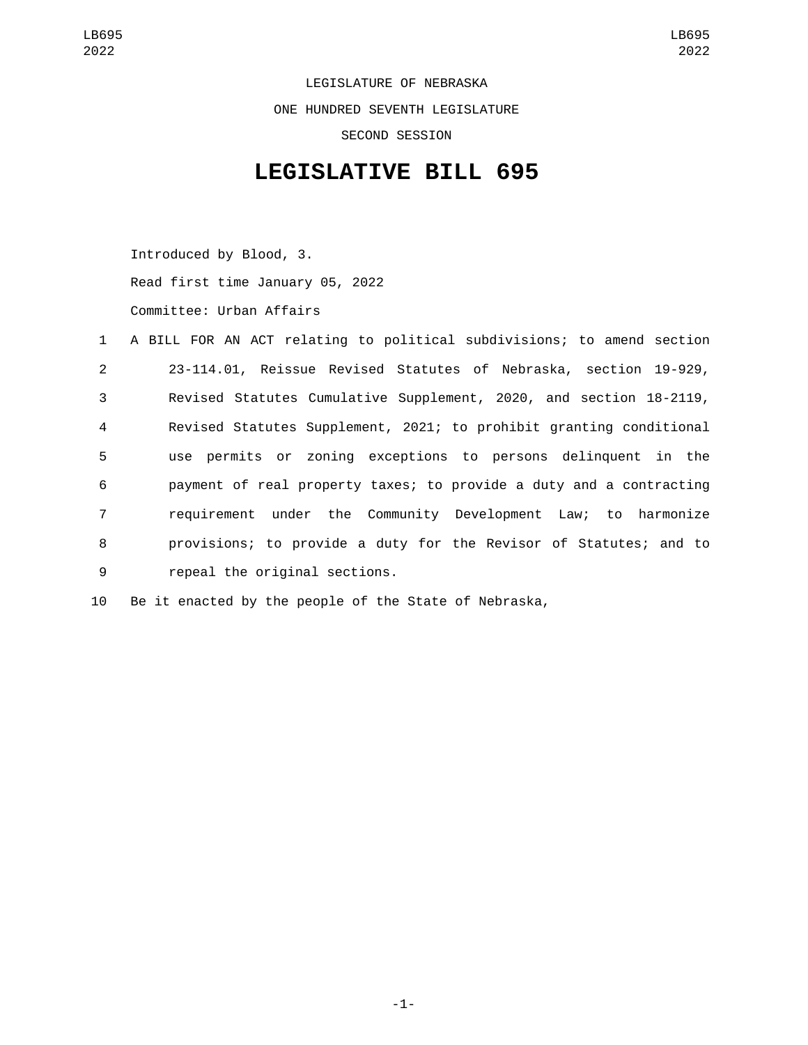LEGISLATURE OF NEBRASKA

ONE HUNDRED SEVENTH LEGISLATURE

SECOND SESSION

# LEGISLATIVE BILL 695

Introduced by Blood, 3.

Read first time January 05, 2022

Committee: Urban Affairs

1 A BILL FOR AN ACT relating to political subdivisions; to amend section
2 23-114.01, Reissue Revised Statutes of Nebraska, section 19-929,
3 Revised Statutes Cumulative Supplement, 2020, and section 18-2119,
4 Revised Statutes Supplement, 2021; to prohibit granting conditional
5 use permits or zoning exceptions to persons delinquent in the
6 payment of real property taxes; to provide a duty and a contracting
7 requirement under the Community Development Law; to harmonize
8 provisions; to provide a duty for the Revisor of Statutes; and to
9 repeal the original sections.

10 Be it enacted by the people of the State of Nebraska,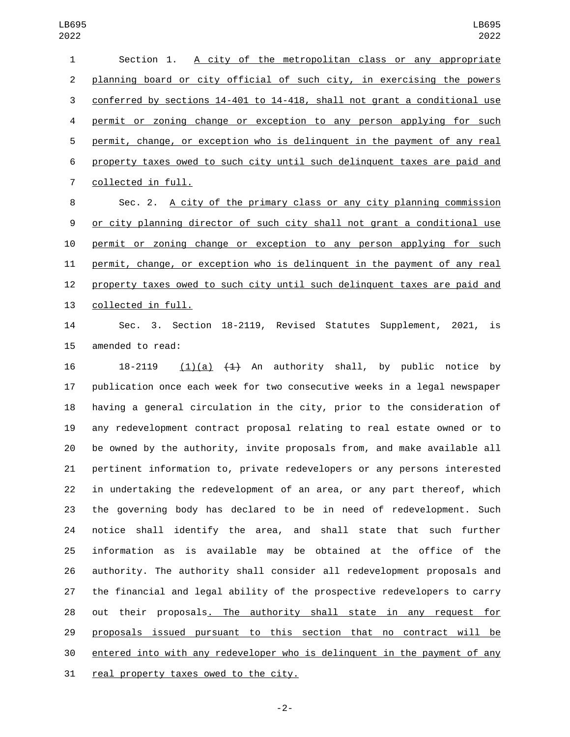Section 1. A city of the metropolitan class or any appropriate planning board or city official of such city, in exercising the powers conferred by sections 14-401 to 14-418, shall not grant a conditional use permit or zoning change or exception to any person applying for such permit, change, or exception who is delinquent in the payment of any real property taxes owed to such city until such delinquent taxes are paid and collected in full.

Sec. 2. A city of the primary class or any city planning commission or city planning director of such city shall not grant a conditional use permit or zoning change or exception to any person applying for such permit, change, or exception who is delinquent in the payment of any real property taxes owed to such city until such delinquent taxes are paid and collected in full.

Sec. 3. Section 18-2119, Revised Statutes Supplement, 2021, is amended to read:

18-2119 (1)(a) ~~(1)~~ An authority shall, by public notice by publication once each week for two consecutive weeks in a legal newspaper having a general circulation in the city, prior to the consideration of any redevelopment contract proposal relating to real estate owned or to be owned by the authority, invite proposals from, and make available all pertinent information to, private redevelopers or any persons interested in undertaking the redevelopment of an area, or any part thereof, which the governing body has declared to be in need of redevelopment. Such notice shall identify the area, and shall state that such further information as is available may be obtained at the office of the authority. The authority shall consider all redevelopment proposals and the financial and legal ability of the prospective redevelopers to carry out their proposals. The authority shall state in any request for proposals issued pursuant to this section that no contract will be entered into with any redeveloper who is delinquent in the payment of any real property taxes owed to the city.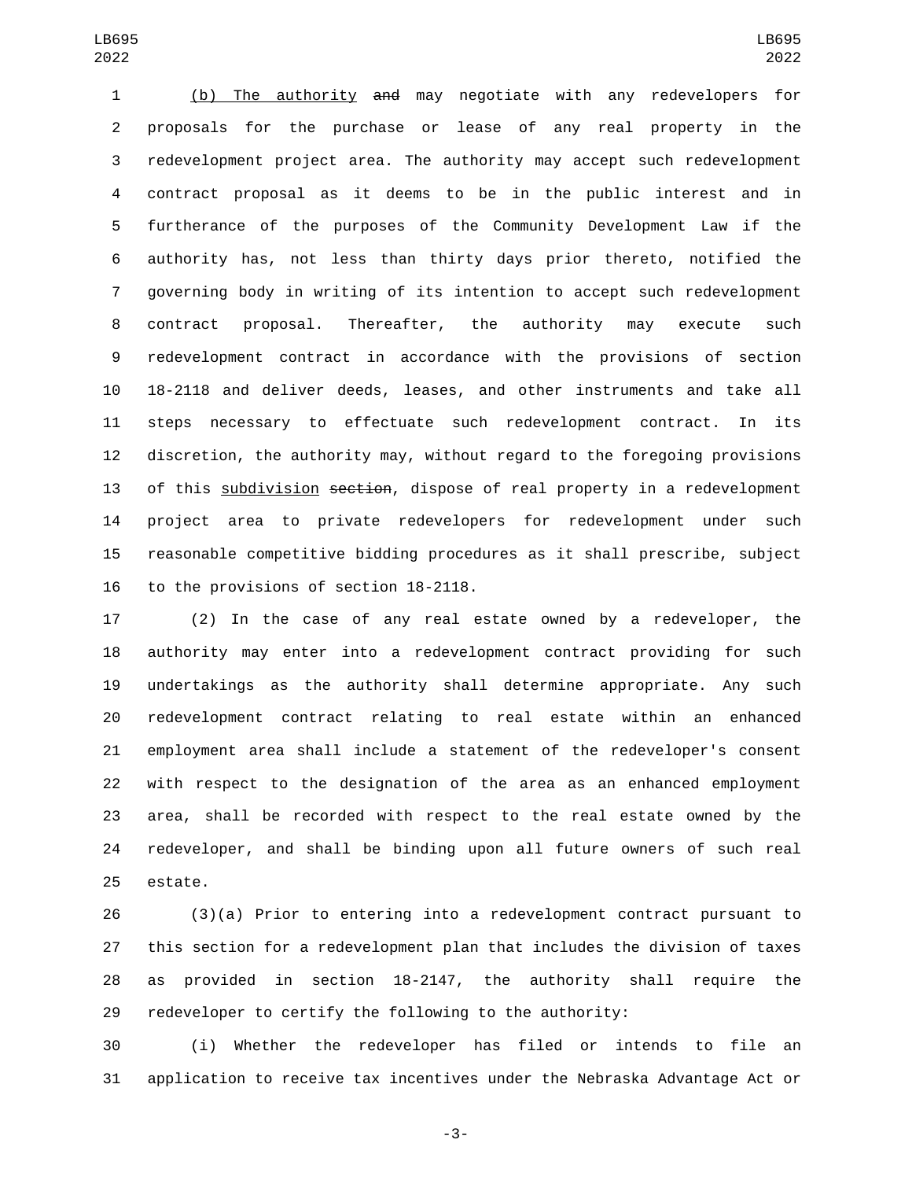(b) The authority ~~and~~ may negotiate with any redevelopers for proposals for the purchase or lease of any real property in the redevelopment project area. The authority may accept such redevelopment contract proposal as it deems to be in the public interest and in furtherance of the purposes of the Community Development Law if the authority has, not less than thirty days prior thereto, notified the governing body in writing of its intention to accept such redevelopment contract proposal. Thereafter, the authority may execute such redevelopment contract in accordance with the provisions of section 18-2118 and deliver deeds, leases, and other instruments and take all steps necessary to effectuate such redevelopment contract. In its discretion, the authority may, without regard to the foregoing provisions of this subdivision ~~section~~, dispose of real property in a redevelopment project area to private redevelopers for redevelopment under such reasonable competitive bidding procedures as it shall prescribe, subject to the provisions of section 18-2118.

(2) In the case of any real estate owned by a redeveloper, the authority may enter into a redevelopment contract providing for such undertakings as the authority shall determine appropriate. Any such redevelopment contract relating to real estate within an enhanced employment area shall include a statement of the redeveloper's consent with respect to the designation of the area as an enhanced employment area, shall be recorded with respect to the real estate owned by the redeveloper, and shall be binding upon all future owners of such real estate.

(3)(a) Prior to entering into a redevelopment contract pursuant to this section for a redevelopment plan that includes the division of taxes as provided in section 18-2147, the authority shall require the redeveloper to certify the following to the authority:

(i) Whether the redeveloper has filed or intends to file an application to receive tax incentives under the Nebraska Advantage Act or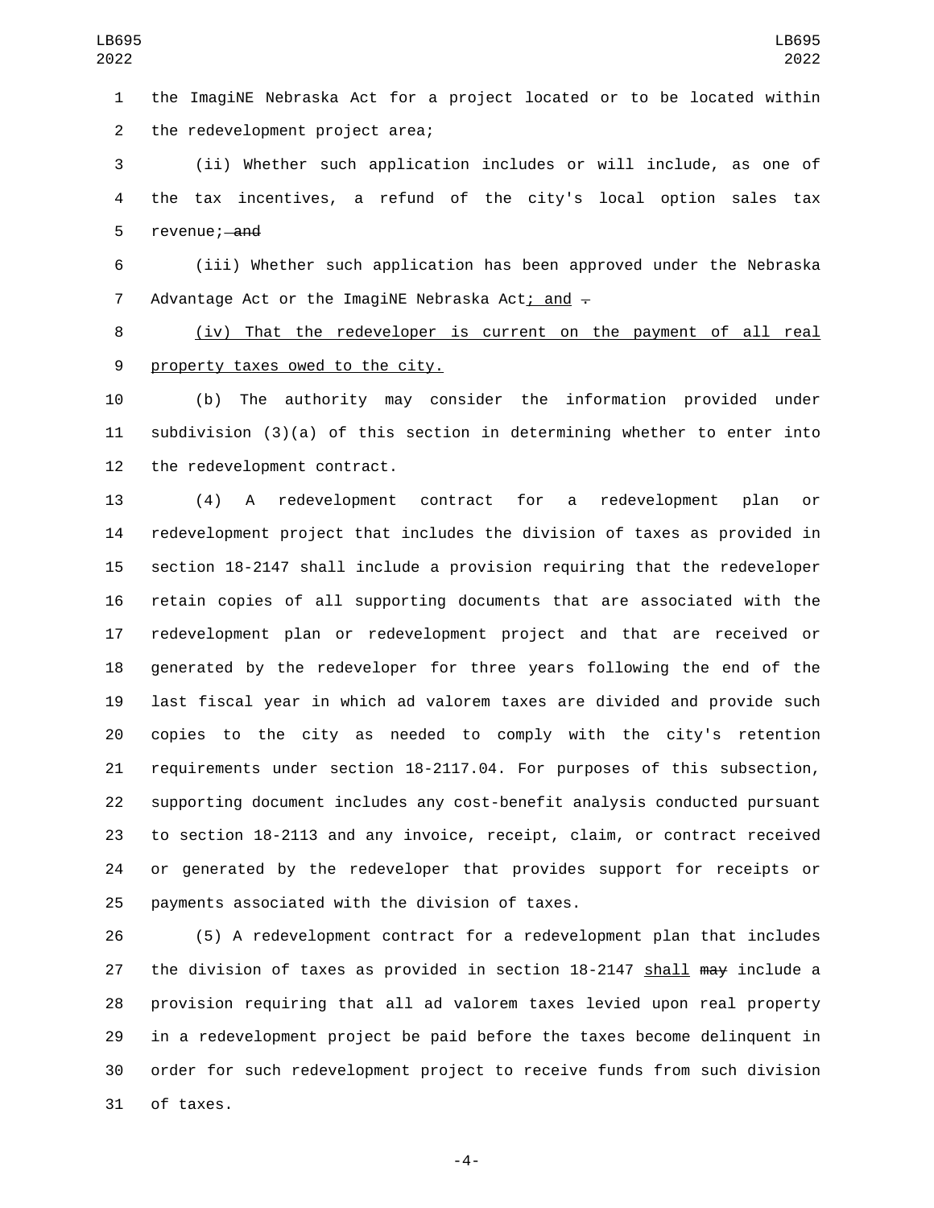the ImagiNE Nebraska Act for a project located or to be located within the redevelopment project area;

(ii) Whether such application includes or will include, as one of the tax incentives, a refund of the city's local option sales tax revenue; ~~and~~

(iii) Whether such application has been approved under the Nebraska Advantage Act or the ImagiNE Nebraska Act; and ~~.~~

(iv) That the redeveloper is current on the payment of all real property taxes owed to the city.

(b) The authority may consider the information provided under subdivision (3)(a) of this section in determining whether to enter into the redevelopment contract.

(4) A redevelopment contract for a redevelopment plan or redevelopment project that includes the division of taxes as provided in section 18-2147 shall include a provision requiring that the redeveloper retain copies of all supporting documents that are associated with the redevelopment plan or redevelopment project and that are received or generated by the redeveloper for three years following the end of the last fiscal year in which ad valorem taxes are divided and provide such copies to the city as needed to comply with the city's retention requirements under section 18-2117.04. For purposes of this subsection, supporting document includes any cost-benefit analysis conducted pursuant to section 18-2113 and any invoice, receipt, claim, or contract received or generated by the redeveloper that provides support for receipts or payments associated with the division of taxes.

(5) A redevelopment contract for a redevelopment plan that includes the division of taxes as provided in section 18-2147 shall ~~may~~ include a provision requiring that all ad valorem taxes levied upon real property in a redevelopment project be paid before the taxes become delinquent in order for such redevelopment project to receive funds from such division of taxes.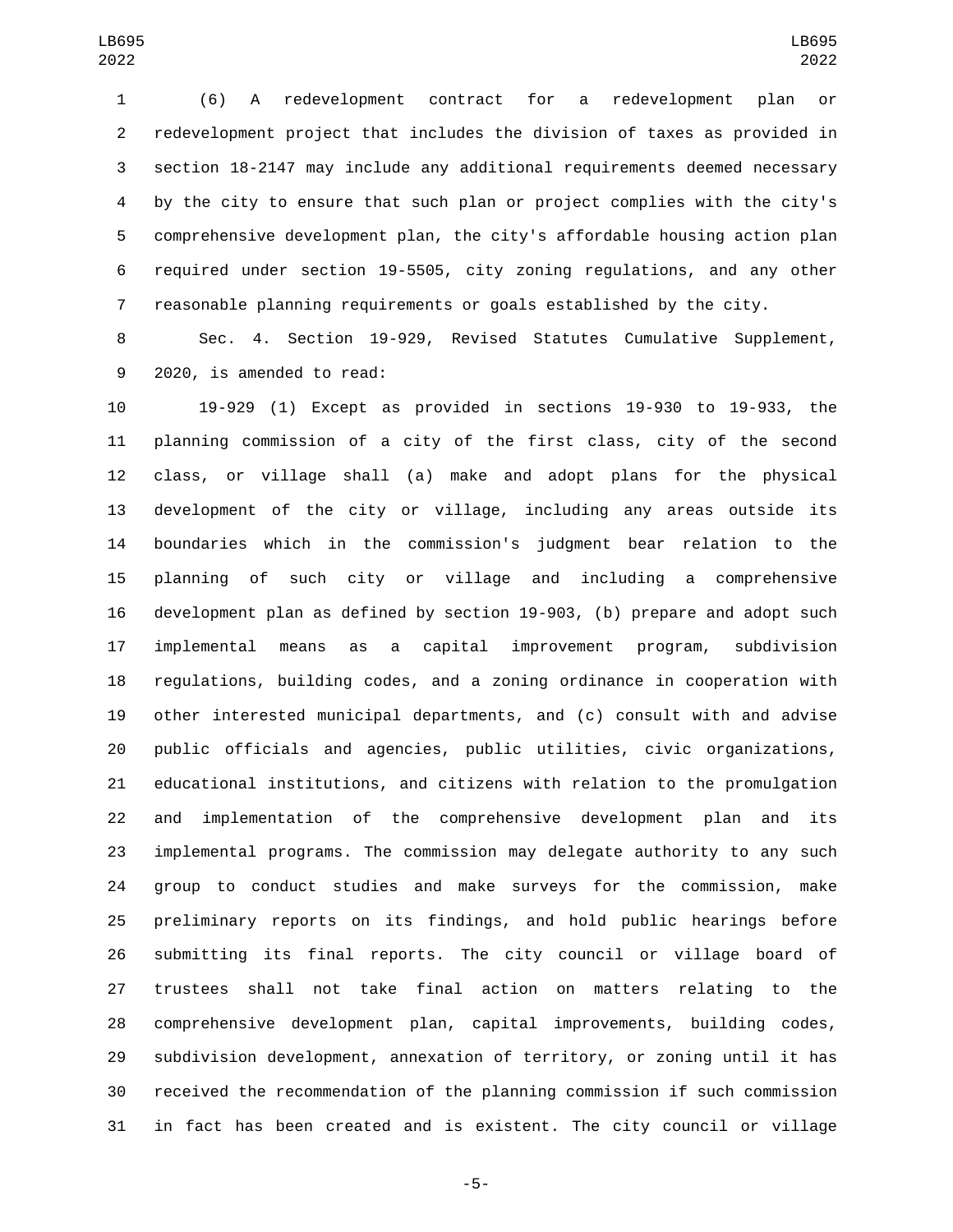(6) A redevelopment contract for a redevelopment plan or redevelopment project that includes the division of taxes as provided in section 18-2147 may include any additional requirements deemed necessary by the city to ensure that such plan or project complies with the city's comprehensive development plan, the city's affordable housing action plan required under section 19-5505, city zoning regulations, and any other reasonable planning requirements or goals established by the city.

Sec. 4. Section 19-929, Revised Statutes Cumulative Supplement, 2020, is amended to read:

19-929 (1) Except as provided in sections 19-930 to 19-933, the planning commission of a city of the first class, city of the second class, or village shall (a) make and adopt plans for the physical development of the city or village, including any areas outside its boundaries which in the commission's judgment bear relation to the planning of such city or village and including a comprehensive development plan as defined by section 19-903, (b) prepare and adopt such implemental means as a capital improvement program, subdivision regulations, building codes, and a zoning ordinance in cooperation with other interested municipal departments, and (c) consult with and advise public officials and agencies, public utilities, civic organizations, educational institutions, and citizens with relation to the promulgation and implementation of the comprehensive development plan and its implemental programs. The commission may delegate authority to any such group to conduct studies and make surveys for the commission, make preliminary reports on its findings, and hold public hearings before submitting its final reports. The city council or village board of trustees shall not take final action on matters relating to the comprehensive development plan, capital improvements, building codes, subdivision development, annexation of territory, or zoning until it has received the recommendation of the planning commission if such commission in fact has been created and is existent. The city council or village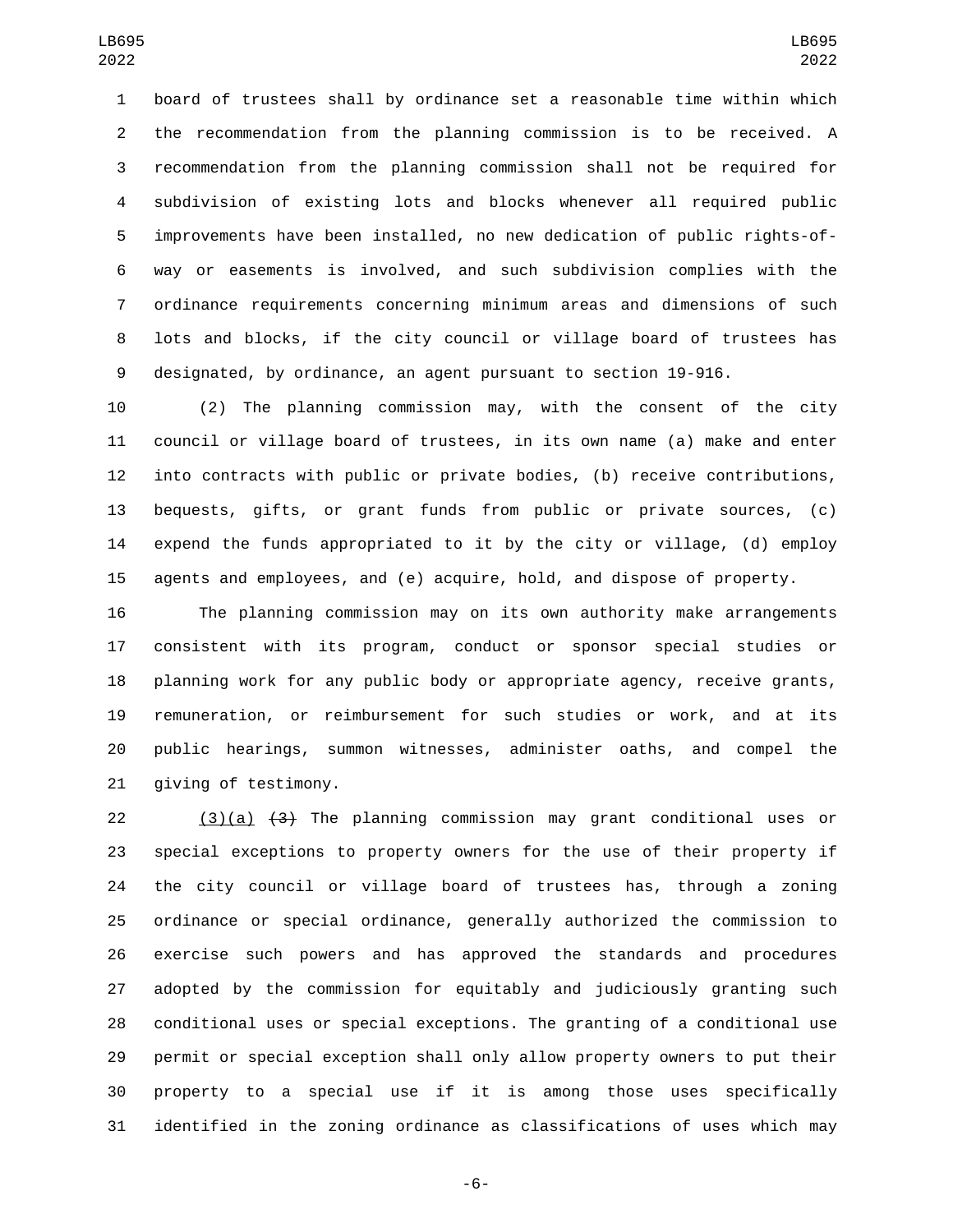board of trustees shall by ordinance set a reasonable time within which the recommendation from the planning commission is to be received. A recommendation from the planning commission shall not be required for subdivision of existing lots and blocks whenever all required public improvements have been installed, no new dedication of public rights-of-way or easements is involved, and such subdivision complies with the ordinance requirements concerning minimum areas and dimensions of such lots and blocks, if the city council or village board of trustees has designated, by ordinance, an agent pursuant to section 19-916.

(2) The planning commission may, with the consent of the city council or village board of trustees, in its own name (a) make and enter into contracts with public or private bodies, (b) receive contributions, bequests, gifts, or grant funds from public or private sources, (c) expend the funds appropriated to it by the city or village, (d) employ agents and employees, and (e) acquire, hold, and dispose of property.

The planning commission may on its own authority make arrangements consistent with its program, conduct or sponsor special studies or planning work for any public body or appropriate agency, receive grants, remuneration, or reimbursement for such studies or work, and at its public hearings, summon witnesses, administer oaths, and compel the giving of testimony.

(3)(a) ~~(3)~~ The planning commission may grant conditional uses or special exceptions to property owners for the use of their property if the city council or village board of trustees has, through a zoning ordinance or special ordinance, generally authorized the commission to exercise such powers and has approved the standards and procedures adopted by the commission for equitably and judiciously granting such conditional uses or special exceptions. The granting of a conditional use permit or special exception shall only allow property owners to put their property to a special use if it is among those uses specifically identified in the zoning ordinance as classifications of uses which may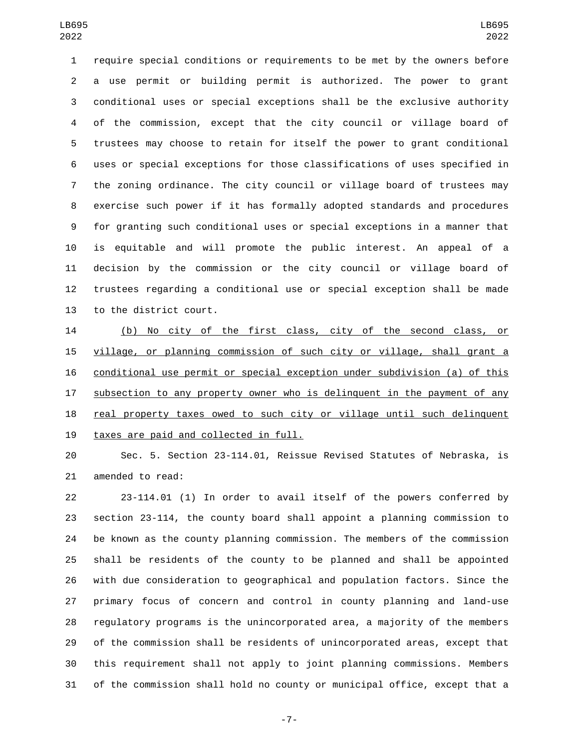require special conditions or requirements to be met by the owners before a use permit or building permit is authorized. The power to grant conditional uses or special exceptions shall be the exclusive authority of the commission, except that the city council or village board of trustees may choose to retain for itself the power to grant conditional uses or special exceptions for those classifications of uses specified in the zoning ordinance. The city council or village board of trustees may exercise such power if it has formally adopted standards and procedures for granting such conditional uses or special exceptions in a manner that is equitable and will promote the public interest. An appeal of a decision by the commission or the city council or village board of trustees regarding a conditional use or special exception shall be made to the district court.

(b) No city of the first class, city of the second class, or village, or planning commission of such city or village, shall grant a conditional use permit or special exception under subdivision (a) of this subsection to any property owner who is delinquent in the payment of any real property taxes owed to such city or village until such delinquent taxes are paid and collected in full.

Sec. 5. Section 23-114.01, Reissue Revised Statutes of Nebraska, is amended to read:

23-114.01 (1) In order to avail itself of the powers conferred by section 23-114, the county board shall appoint a planning commission to be known as the county planning commission. The members of the commission shall be residents of the county to be planned and shall be appointed with due consideration to geographical and population factors. Since the primary focus of concern and control in county planning and land-use regulatory programs is the unincorporated area, a majority of the members of the commission shall be residents of unincorporated areas, except that this requirement shall not apply to joint planning commissions. Members of the commission shall hold no county or municipal office, except that a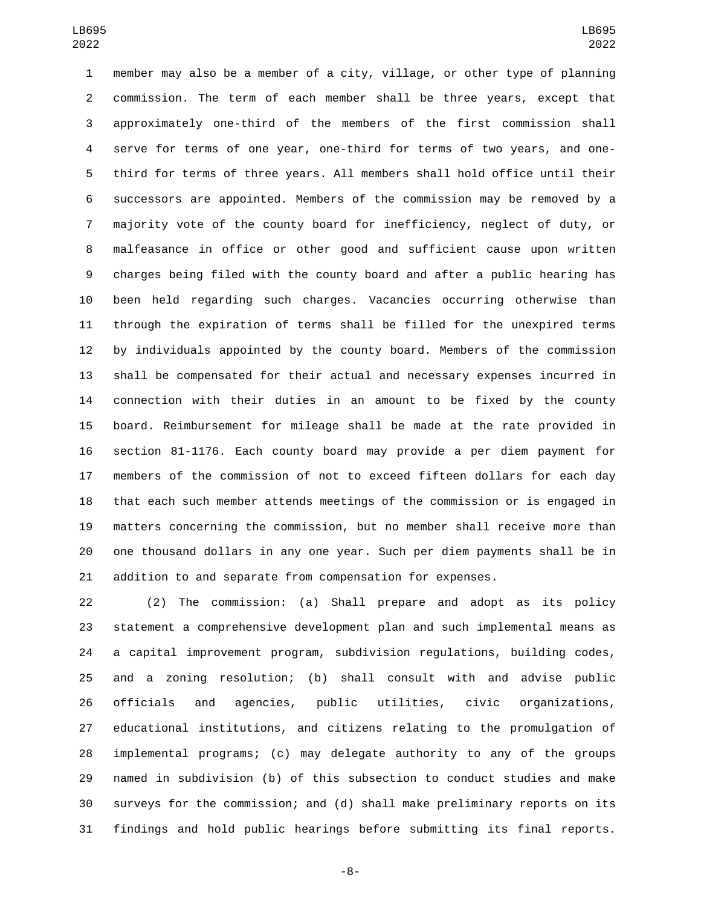member may also be a member of a city, village, or other type of planning commission. The term of each member shall be three years, except that approximately one-third of the members of the first commission shall serve for terms of one year, one-third for terms of two years, and one-third for terms of three years. All members shall hold office until their successors are appointed. Members of the commission may be removed by a majority vote of the county board for inefficiency, neglect of duty, or malfeasance in office or other good and sufficient cause upon written charges being filed with the county board and after a public hearing has been held regarding such charges. Vacancies occurring otherwise than through the expiration of terms shall be filled for the unexpired terms by individuals appointed by the county board. Members of the commission shall be compensated for their actual and necessary expenses incurred in connection with their duties in an amount to be fixed by the county board. Reimbursement for mileage shall be made at the rate provided in section 81-1176. Each county board may provide a per diem payment for members of the commission of not to exceed fifteen dollars for each day that each such member attends meetings of the commission or is engaged in matters concerning the commission, but no member shall receive more than one thousand dollars in any one year. Such per diem payments shall be in addition to and separate from compensation for expenses.

(2) The commission: (a) Shall prepare and adopt as its policy statement a comprehensive development plan and such implemental means as a capital improvement program, subdivision regulations, building codes, and a zoning resolution; (b) shall consult with and advise public officials and agencies, public utilities, civic organizations, educational institutions, and citizens relating to the promulgation of implemental programs; (c) may delegate authority to any of the groups named in subdivision (b) of this subsection to conduct studies and make surveys for the commission; and (d) shall make preliminary reports on its findings and hold public hearings before submitting its final reports.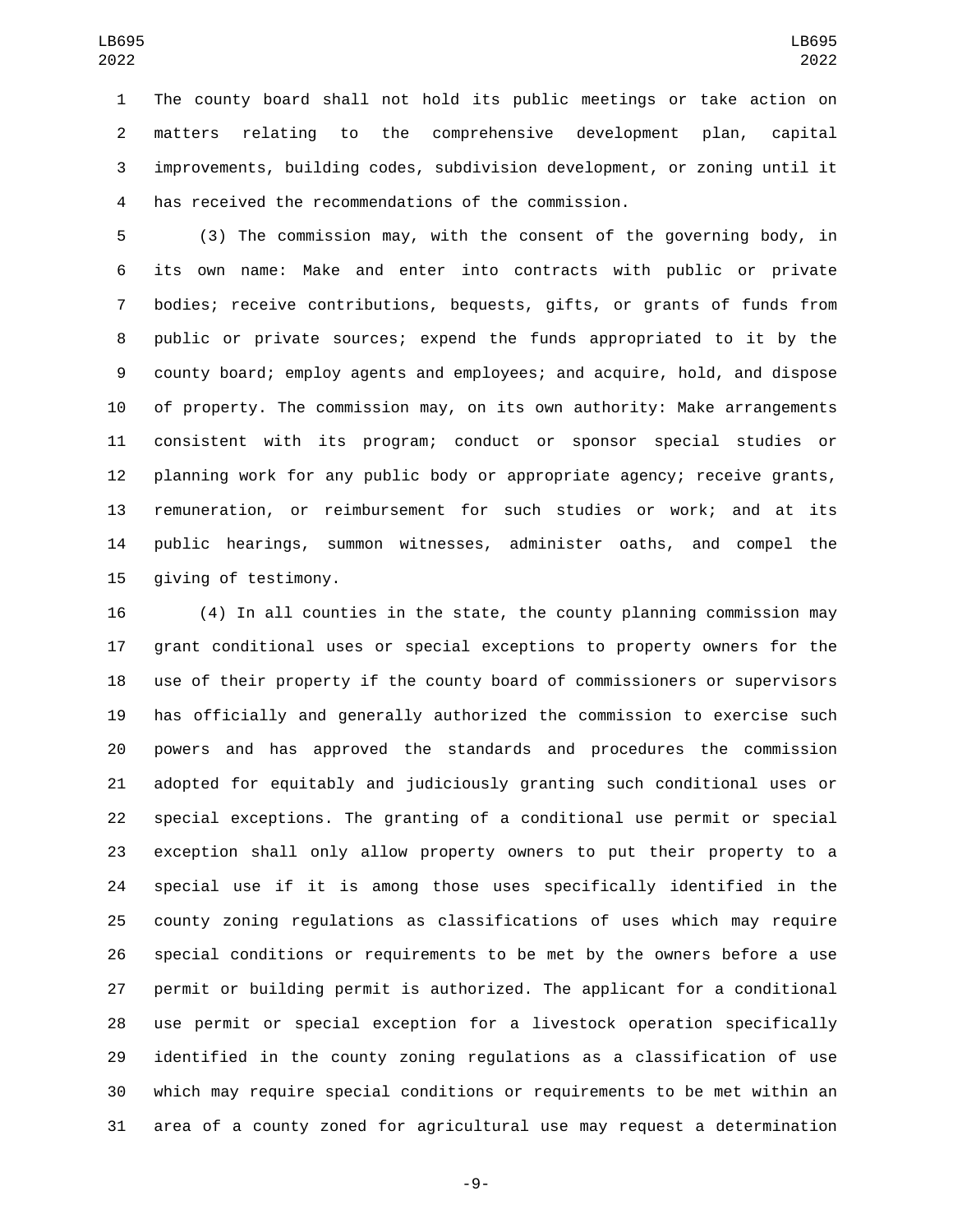The county board shall not hold its public meetings or take action on matters relating to the comprehensive development plan, capital improvements, building codes, subdivision development, or zoning until it has received the recommendations of the commission.

(3) The commission may, with the consent of the governing body, in its own name: Make and enter into contracts with public or private bodies; receive contributions, bequests, gifts, or grants of funds from public or private sources; expend the funds appropriated to it by the county board; employ agents and employees; and acquire, hold, and dispose of property. The commission may, on its own authority: Make arrangements consistent with its program; conduct or sponsor special studies or planning work for any public body or appropriate agency; receive grants, remuneration, or reimbursement for such studies or work; and at its public hearings, summon witnesses, administer oaths, and compel the giving of testimony.

(4) In all counties in the state, the county planning commission may grant conditional uses or special exceptions to property owners for the use of their property if the county board of commissioners or supervisors has officially and generally authorized the commission to exercise such powers and has approved the standards and procedures the commission adopted for equitably and judiciously granting such conditional uses or special exceptions. The granting of a conditional use permit or special exception shall only allow property owners to put their property to a special use if it is among those uses specifically identified in the county zoning regulations as classifications of uses which may require special conditions or requirements to be met by the owners before a use permit or building permit is authorized. The applicant for a conditional use permit or special exception for a livestock operation specifically identified in the county zoning regulations as a classification of use which may require special conditions or requirements to be met within an area of a county zoned for agricultural use may request a determination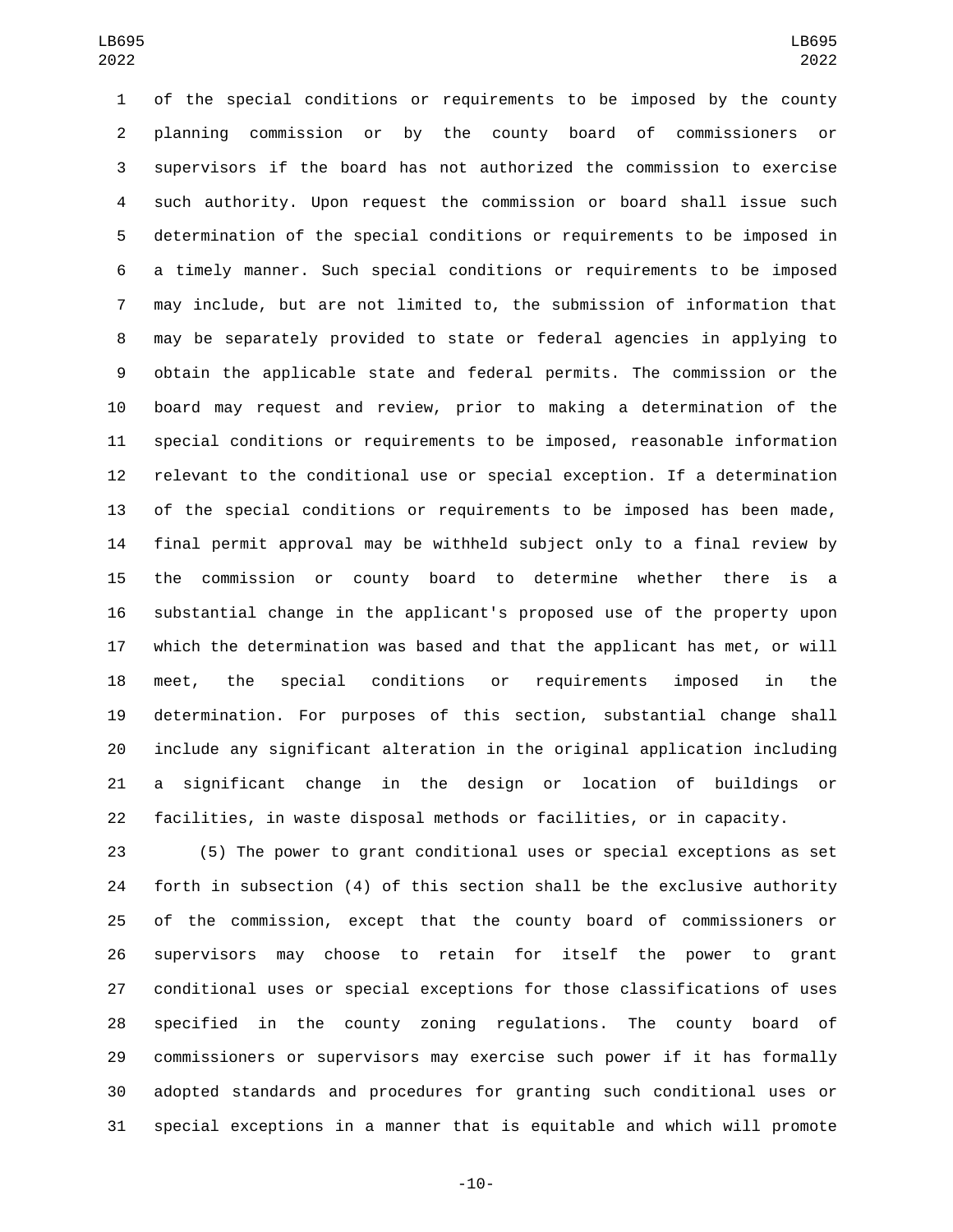of the special conditions or requirements to be imposed by the county planning commission or by the county board of commissioners or supervisors if the board has not authorized the commission to exercise such authority. Upon request the commission or board shall issue such determination of the special conditions or requirements to be imposed in a timely manner. Such special conditions or requirements to be imposed may include, but are not limited to, the submission of information that may be separately provided to state or federal agencies in applying to obtain the applicable state and federal permits. The commission or the board may request and review, prior to making a determination of the special conditions or requirements to be imposed, reasonable information relevant to the conditional use or special exception. If a determination of the special conditions or requirements to be imposed has been made, final permit approval may be withheld subject only to a final review by the commission or county board to determine whether there is a substantial change in the applicant's proposed use of the property upon which the determination was based and that the applicant has met, or will meet, the special conditions or requirements imposed in the determination. For purposes of this section, substantial change shall include any significant alteration in the original application including a significant change in the design or location of buildings or facilities, in waste disposal methods or facilities, or in capacity.

(5) The power to grant conditional uses or special exceptions as set forth in subsection (4) of this section shall be the exclusive authority of the commission, except that the county board of commissioners or supervisors may choose to retain for itself the power to grant conditional uses or special exceptions for those classifications of uses specified in the county zoning regulations. The county board of commissioners or supervisors may exercise such power if it has formally adopted standards and procedures for granting such conditional uses or special exceptions in a manner that is equitable and which will promote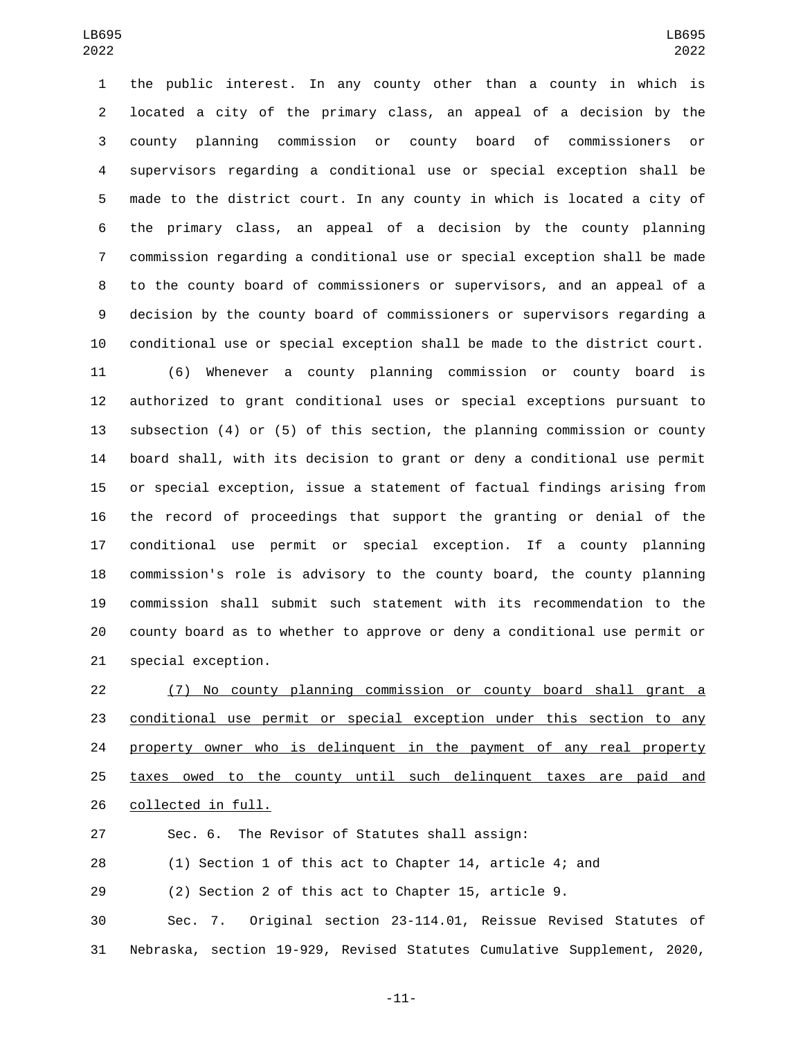the public interest. In any county other than a county in which is located a city of the primary class, an appeal of a decision by the county planning commission or county board of commissioners or supervisors regarding a conditional use or special exception shall be made to the district court. In any county in which is located a city of the primary class, an appeal of a decision by the county planning commission regarding a conditional use or special exception shall be made to the county board of commissioners or supervisors, and an appeal of a decision by the county board of commissioners or supervisors regarding a conditional use or special exception shall be made to the district court.

(6) Whenever a county planning commission or county board is authorized to grant conditional uses or special exceptions pursuant to subsection (4) or (5) of this section, the planning commission or county board shall, with its decision to grant or deny a conditional use permit or special exception, issue a statement of factual findings arising from the record of proceedings that support the granting or denial of the conditional use permit or special exception. If a county planning commission's role is advisory to the county board, the county planning commission shall submit such statement with its recommendation to the county board as to whether to approve or deny a conditional use permit or special exception.

<u>(7) No county planning commission or county board shall grant a conditional use permit or special exception under this section to any property owner who is delinquent in the payment of any real property taxes owed to the county until such delinquent taxes are paid and collected in full.</u>

Sec. 6. The Revisor of Statutes shall assign:

(1) Section 1 of this act to Chapter 14, article 4; and

(2) Section 2 of this act to Chapter 15, article 9.

Sec. 7. Original section 23-114.01, Reissue Revised Statutes of Nebraska, section 19-929, Revised Statutes Cumulative Supplement, 2020,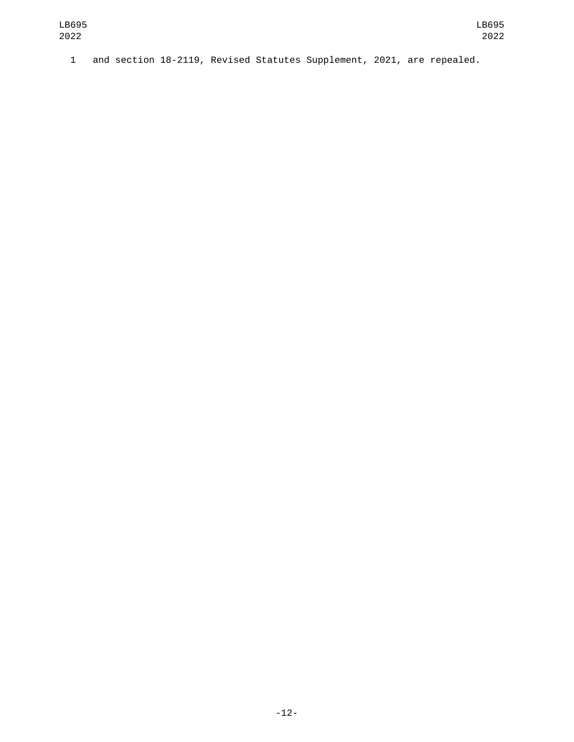and section 18-2119, Revised Statutes Supplement, 2021, are repealed.